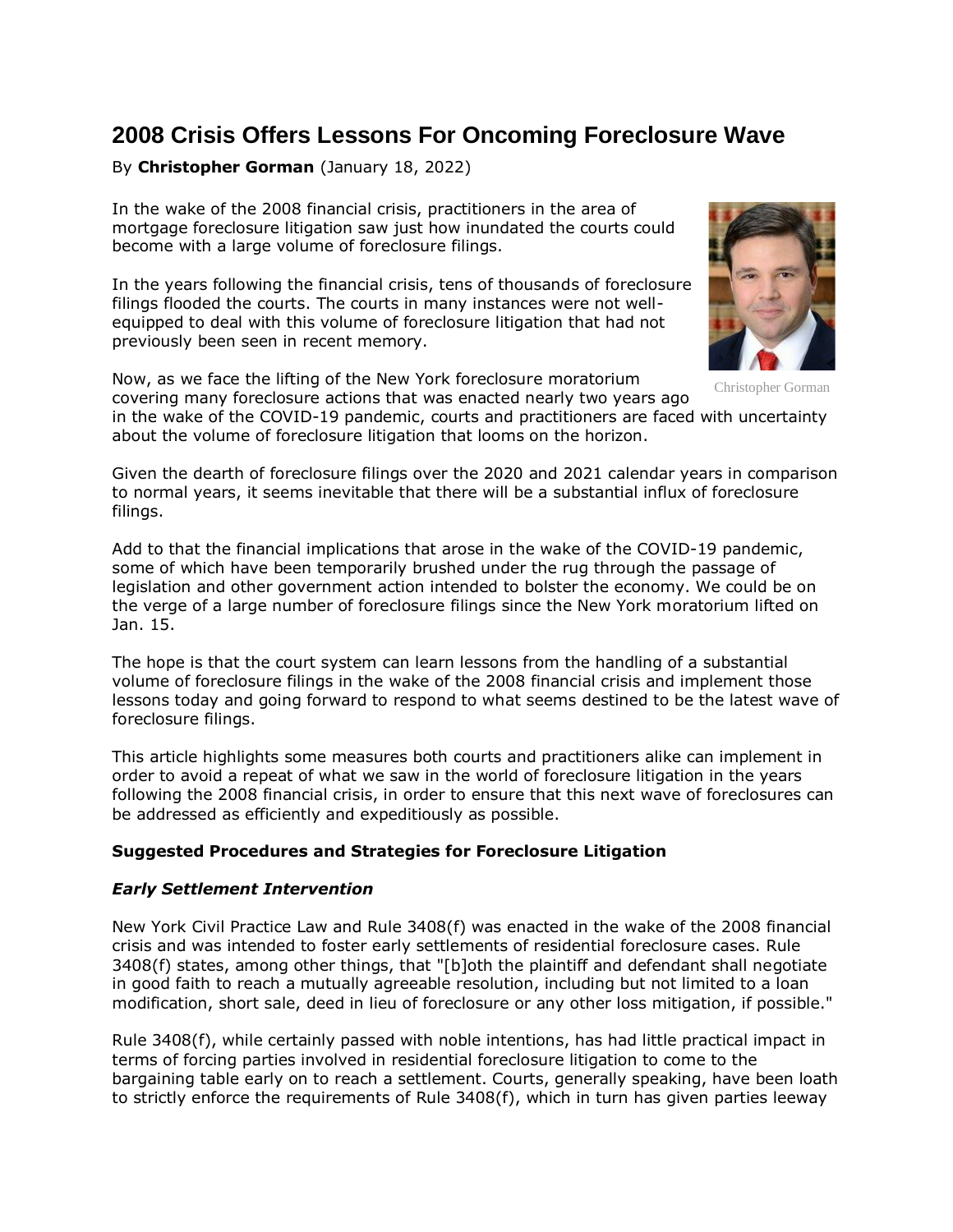# 2008 Crisis Offers Lessons For Oncoming Foreclosure Wave

By **Christopher Gorman** (January 18, 2022)

In the wake of the 2008 financial crisis, practitioners in the area of mortgage foreclosure litigation saw just how inundated the courts could become with a large volume of foreclosure filings.

In the years following the financial crisis, tens of thousands of foreclosure filings flooded the courts. The courts in many instances were not well-equipped to deal with this volume of foreclosure litigation that had not previously been seen in recent memory.

Christopher Gorman

Now, as we face the lifting of the New York foreclosure moratorium covering many foreclosure actions that was enacted nearly two years ago in the wake of the COVID-19 pandemic, courts and practitioners are faced with uncertainty about the volume of foreclosure litigation that looms on the horizon.

Given the dearth of foreclosure filings over the 2020 and 2021 calendar years in comparison to normal years, it seems inevitable that there will be a substantial influx of foreclosure filings.

Add to that the financial implications that arose in the wake of the COVID-19 pandemic, some of which have been temporarily brushed under the rug through the passage of legislation and other government action intended to bolster the economy. We could be on the verge of a large number of foreclosure filings since the New York moratorium lifted on Jan. 15.

The hope is that the court system can learn lessons from the handling of a substantial volume of foreclosure filings in the wake of the 2008 financial crisis and implement those lessons today and going forward to respond to what seems destined to be the latest wave of foreclosure filings.

This article highlights some measures both courts and practitioners alike can implement in order to avoid a repeat of what we saw in the world of foreclosure litigation in the years following the 2008 financial crisis, in order to ensure that this next wave of foreclosures can be addressed as efficiently and expeditiously as possible.

## Suggested Procedures and Strategies for Foreclosure Litigation

### *Early Settlement Intervention*

New York Civil Practice Law and Rule 3408(f) was enacted in the wake of the 2008 financial crisis and was intended to foster early settlements of residential foreclosure cases. Rule 3408(f) states, among other things, that "[b]oth the plaintiff and defendant shall negotiate in good faith to reach a mutually agreeable resolution, including but not limited to a loan modification, short sale, deed in lieu of foreclosure or any other loss mitigation, if possible."

Rule 3408(f), while certainly passed with noble intentions, has had little practical impact in terms of forcing parties involved in residential foreclosure litigation to come to the bargaining table early on to reach a settlement. Courts, generally speaking, have been loath to strictly enforce the requirements of Rule 3408(f), which in turn has given parties leeway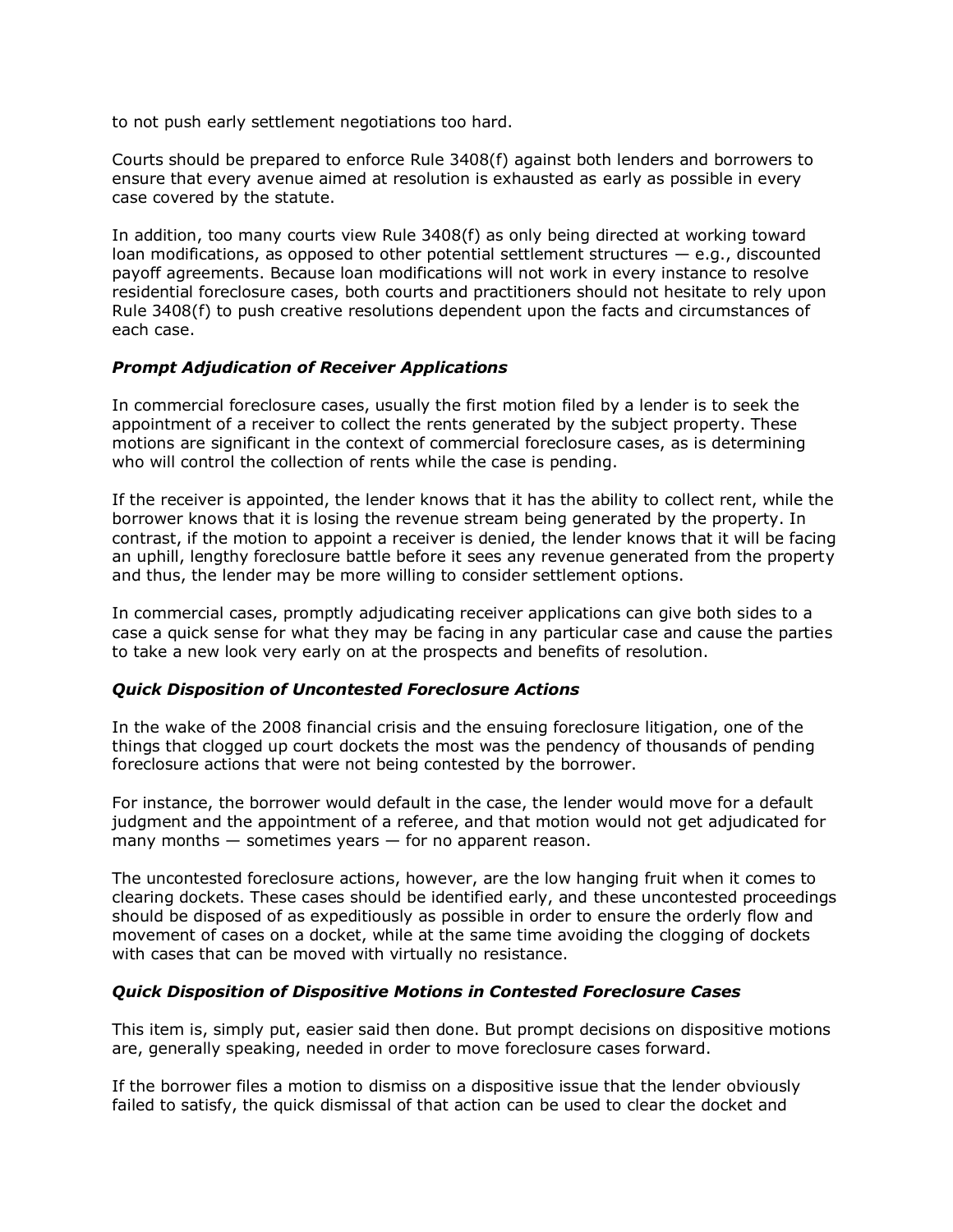to not push early settlement negotiations too hard.

Courts should be prepared to enforce Rule 3408(f) against both lenders and borrowers to ensure that every avenue aimed at resolution is exhausted as early as possible in every case covered by the statute.

In addition, too many courts view Rule 3408(f) as only being directed at working toward loan modifications, as opposed to other potential settlement structures — e.g., discounted payoff agreements. Because loan modifications will not work in every instance to resolve residential foreclosure cases, both courts and practitioners should not hesitate to rely upon Rule 3408(f) to push creative resolutions dependent upon the facts and circumstances of each case.

### *Prompt Adjudication of Receiver Applications*

In commercial foreclosure cases, usually the first motion filed by a lender is to seek the appointment of a receiver to collect the rents generated by the subject property. These motions are significant in the context of commercial foreclosure cases, as is determining who will control the collection of rents while the case is pending.

If the receiver is appointed, the lender knows that it has the ability to collect rent, while the borrower knows that it is losing the revenue stream being generated by the property. In contrast, if the motion to appoint a receiver is denied, the lender knows that it will be facing an uphill, lengthy foreclosure battle before it sees any revenue generated from the property and thus, the lender may be more willing to consider settlement options.

In commercial cases, promptly adjudicating receiver applications can give both sides to a case a quick sense for what they may be facing in any particular case and cause the parties to take a new look very early on at the prospects and benefits of resolution.

### *Quick Disposition of Uncontested Foreclosure Actions*

In the wake of the 2008 financial crisis and the ensuing foreclosure litigation, one of the things that clogged up court dockets the most was the pendency of thousands of pending foreclosure actions that were not being contested by the borrower.

For instance, the borrower would default in the case, the lender would move for a default judgment and the appointment of a referee, and that motion would not get adjudicated for many months — sometimes years — for no apparent reason.

The uncontested foreclosure actions, however, are the low hanging fruit when it comes to clearing dockets. These cases should be identified early, and these uncontested proceedings should be disposed of as expeditiously as possible in order to ensure the orderly flow and movement of cases on a docket, while at the same time avoiding the clogging of dockets with cases that can be moved with virtually no resistance.

### *Quick Disposition of Dispositive Motions in Contested Foreclosure Cases*

This item is, simply put, easier said then done. But prompt decisions on dispositive motions are, generally speaking, needed in order to move foreclosure cases forward.

If the borrower files a motion to dismiss on a dispositive issue that the lender obviously failed to satisfy, the quick dismissal of that action can be used to clear the docket and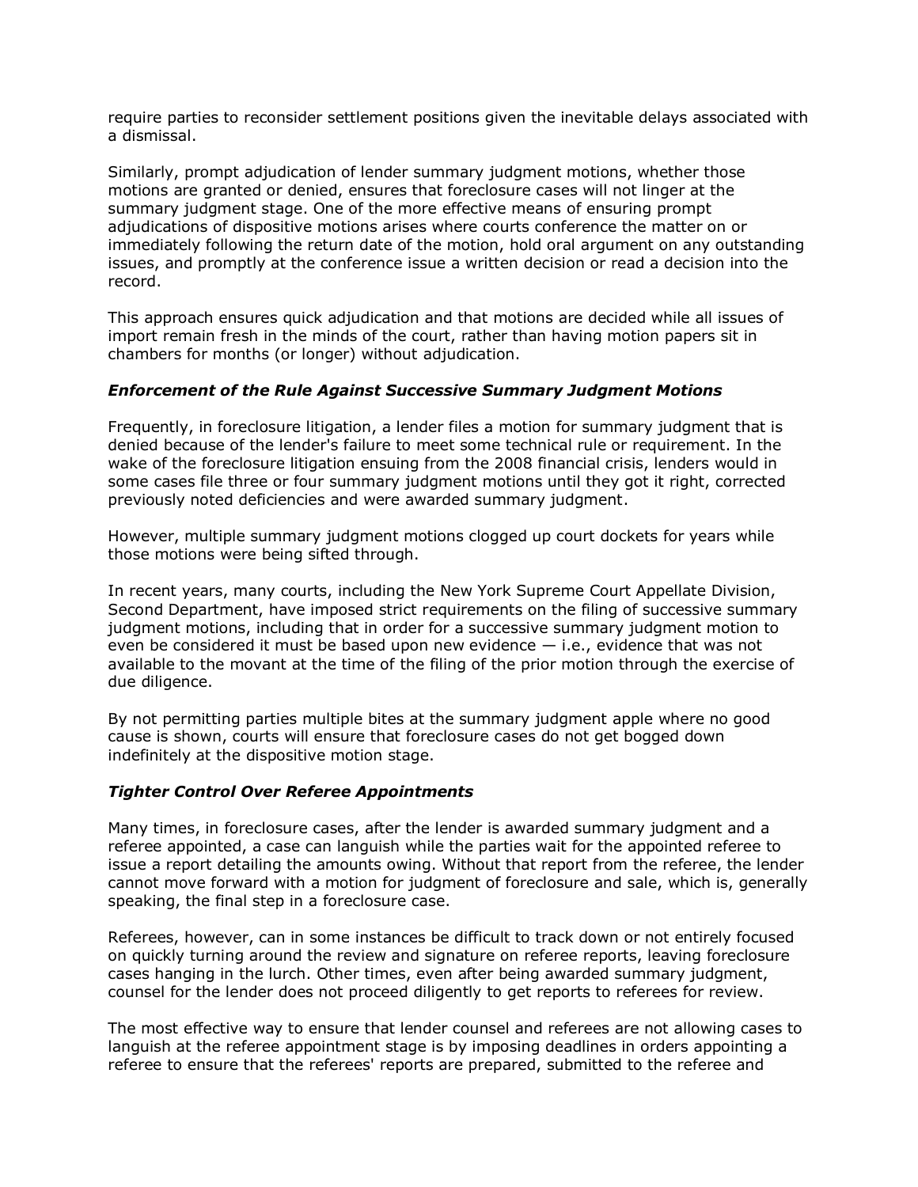require parties to reconsider settlement positions given the inevitable delays associated with a dismissal.

Similarly, prompt adjudication of lender summary judgment motions, whether those motions are granted or denied, ensures that foreclosure cases will not linger at the summary judgment stage. One of the more effective means of ensuring prompt adjudications of dispositive motions arises where courts conference the matter on or immediately following the return date of the motion, hold oral argument on any outstanding issues, and promptly at the conference issue a written decision or read a decision into the record.

This approach ensures quick adjudication and that motions are decided while all issues of import remain fresh in the minds of the court, rather than having motion papers sit in chambers for months (or longer) without adjudication.

***Enforcement of the Rule Against Successive Summary Judgment Motions***

Frequently, in foreclosure litigation, a lender files a motion for summary judgment that is denied because of the lender's failure to meet some technical rule or requirement. In the wake of the foreclosure litigation ensuing from the 2008 financial crisis, lenders would in some cases file three or four summary judgment motions until they got it right, corrected previously noted deficiencies and were awarded summary judgment.

However, multiple summary judgment motions clogged up court dockets for years while those motions were being sifted through.

In recent years, many courts, including the New York Supreme Court Appellate Division, Second Department, have imposed strict requirements on the filing of successive summary judgment motions, including that in order for a successive summary judgment motion to even be considered it must be based upon new evidence — i.e., evidence that was not available to the movant at the time of the filing of the prior motion through the exercise of due diligence.

By not permitting parties multiple bites at the summary judgment apple where no good cause is shown, courts will ensure that foreclosure cases do not get bogged down indefinitely at the dispositive motion stage.

***Tighter Control Over Referee Appointments***

Many times, in foreclosure cases, after the lender is awarded summary judgment and a referee appointed, a case can languish while the parties wait for the appointed referee to issue a report detailing the amounts owing. Without that report from the referee, the lender cannot move forward with a motion for judgment of foreclosure and sale, which is, generally speaking, the final step in a foreclosure case.

Referees, however, can in some instances be difficult to track down or not entirely focused on quickly turning around the review and signature on referee reports, leaving foreclosure cases hanging in the lurch. Other times, even after being awarded summary judgment, counsel for the lender does not proceed diligently to get reports to referees for review.

The most effective way to ensure that lender counsel and referees are not allowing cases to languish at the referee appointment stage is by imposing deadlines in orders appointing a referee to ensure that the referees' reports are prepared, submitted to the referee and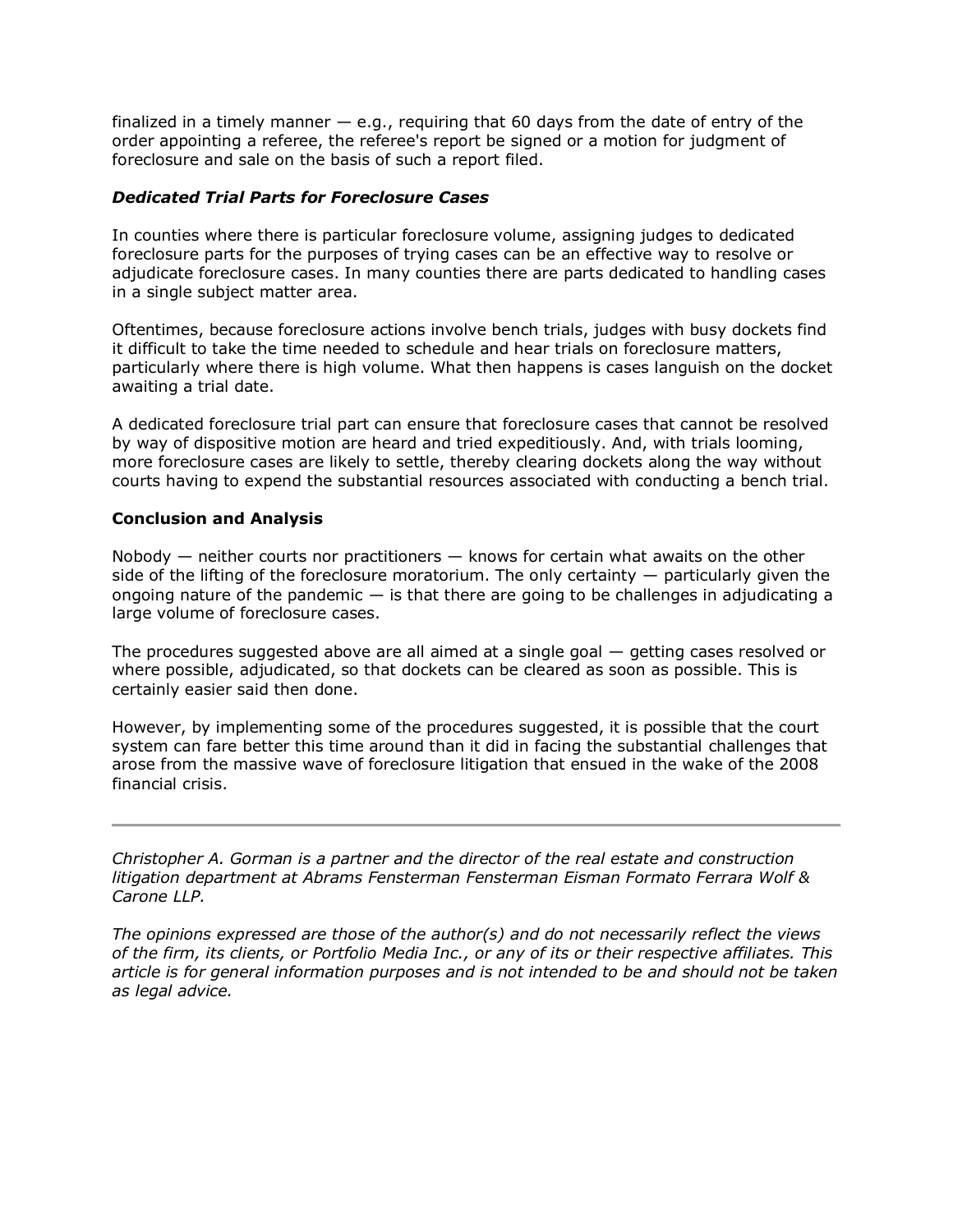finalized in a timely manner — e.g., requiring that 60 days from the date of entry of the order appointing a referee, the referee's report be signed or a motion for judgment of foreclosure and sale on the basis of such a report filed.

***Dedicated Trial Parts for Foreclosure Cases***

In counties where there is particular foreclosure volume, assigning judges to dedicated foreclosure parts for the purposes of trying cases can be an effective way to resolve or adjudicate foreclosure cases. In many counties there are parts dedicated to handling cases in a single subject matter area.

Oftentimes, because foreclosure actions involve bench trials, judges with busy dockets find it difficult to take the time needed to schedule and hear trials on foreclosure matters, particularly where there is high volume. What then happens is cases languish on the docket awaiting a trial date.

A dedicated foreclosure trial part can ensure that foreclosure cases that cannot be resolved by way of dispositive motion are heard and tried expeditiously. And, with trials looming, more foreclosure cases are likely to settle, thereby clearing dockets along the way without courts having to expend the substantial resources associated with conducting a bench trial.

**Conclusion and Analysis**

Nobody — neither courts nor practitioners — knows for certain what awaits on the other side of the lifting of the foreclosure moratorium. The only certainty — particularly given the ongoing nature of the pandemic — is that there are going to be challenges in adjudicating a large volume of foreclosure cases.

The procedures suggested above are all aimed at a single goal — getting cases resolved or where possible, adjudicated, so that dockets can be cleared as soon as possible. This is certainly easier said then done.

However, by implementing some of the procedures suggested, it is possible that the court system can fare better this time around than it did in facing the substantial challenges that arose from the massive wave of foreclosure litigation that ensued in the wake of the 2008 financial crisis.

---

*Christopher A. Gorman is a partner and the director of the real estate and construction litigation department at Abrams Fensterman Fensterman Eisman Formato Ferrara Wolf & Carone LLP.*

*The opinions expressed are those of the author(s) and do not necessarily reflect the views of the firm, its clients, or Portfolio Media Inc., or any of its or their respective affiliates. This article is for general information purposes and is not intended to be and should not be taken as legal advice.*